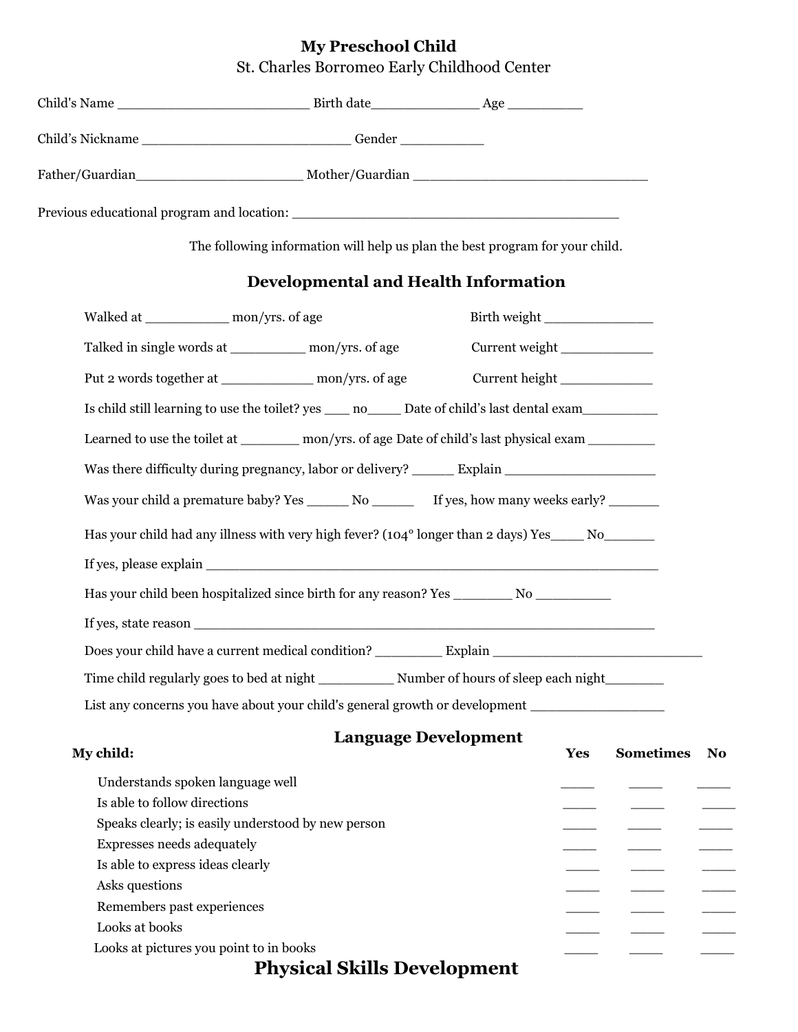# My Preschool Child

St. Charles Borromeo Early Childhood Center

Child's Name _______________________ Birth date_____________ Age _________

Child's Nickname _________________________ Gender __________

Father/Guardian____________________ Mother/Guardian ____________________________

Previous educational program and location: _______________________________________

The following information will help us plan the best program for your child.

## Developmental and Health Information

Walked at __________ mon/yrs. of age  Birth weight _____________

Talked in single words at _________ mon/yrs. of age  Current weight ___________

Put 2 words together at ___________ mon/yrs. of age  Current height ___________

Is child still learning to use the toilet? yes ___ no_____ Date of child's last dental exam__________

Learned to use the toilet at _______ mon/yrs. of age Date of child's last physical exam ________

Was there difficulty during pregnancy, labor or delivery? _____ Explain __________________

Was your child a premature baby? Yes _____ No _____  If yes, how many weeks early? ______

Has your child had any illness with very high fever? (104° longer than 2 days) Yes____ No_______

If yes, please explain ______________________________________________________

Has your child been hospitalized since birth for any reason? Yes _______ No _________

If yes, state reason _________________________________________________________

Does your child have a current medical condition? ________ Explain _________________________

Time child regularly goes to bed at night _________ Number of hours of sleep each night________

List any concerns you have about your child's general growth or development ________________

## Language Development

| My child: | Yes | Sometimes | No |
|---|---|---|---|
| Understands spoken language well | _____ | _____ | _____ |
| Is able to follow directions | _____ | _____ | _____ |
| Speaks clearly; is easily understood by new person | _____ | _____ | _____ |
| Expresses needs adequately | _____ | _____ | _____ |
| Is able to express ideas clearly | _____ | _____ | _____ |
| Asks questions | _____ | _____ | _____ |
| Remembers past experiences | _____ | _____ | _____ |
| Looks at books | _____ | _____ | _____ |
| Looks at pictures you point to in books | _____ | _____ | _____ |

## Physical Skills Development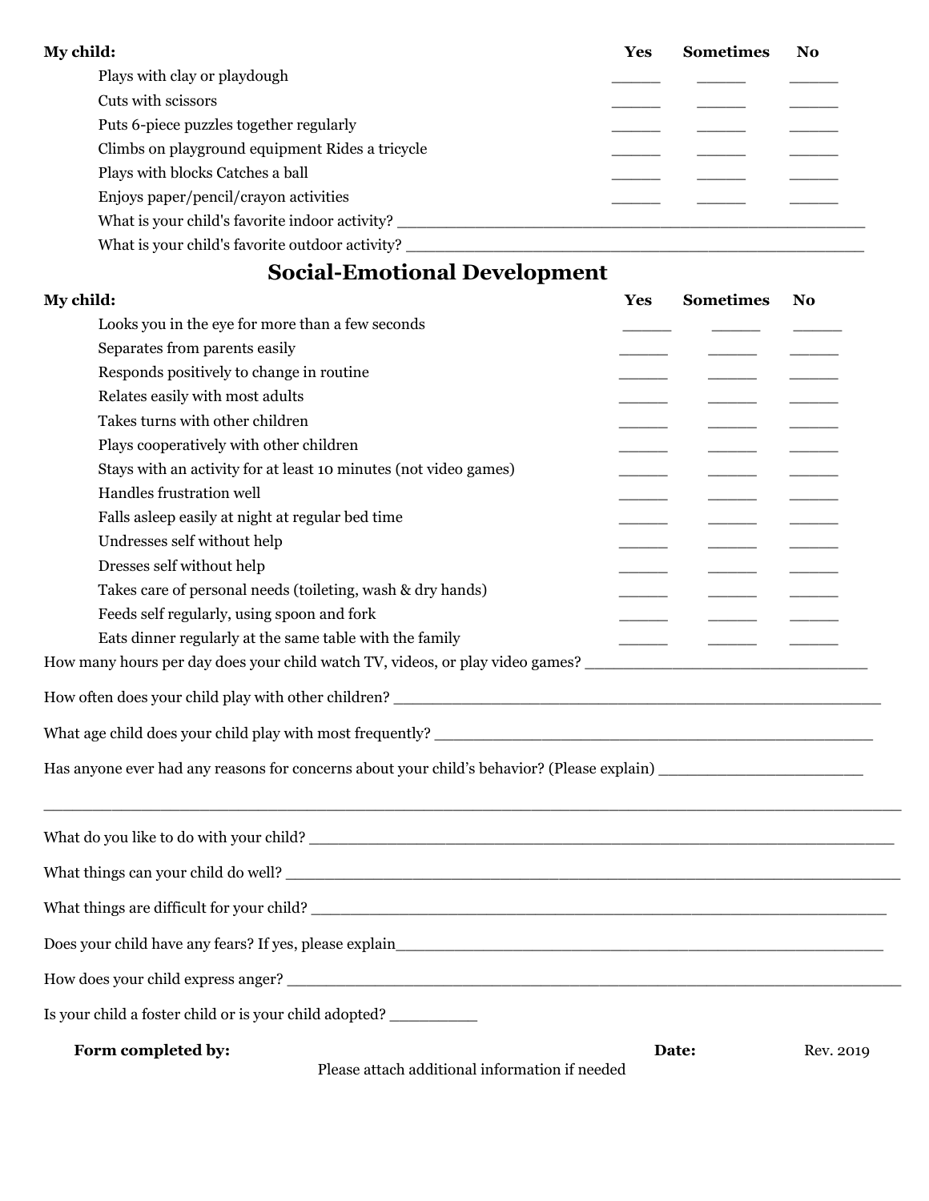| My child: | Yes | Sometimes | No |
|---|---|---|---|
| Plays with clay or playdough | _____ | _____ | _____ |
| Cuts with scissors | _____ | _____ | _____ |
| Puts 6-piece puzzles together regularly | _____ | _____ | _____ |
| Climbs on playground equipment Rides a tricycle | _____ | _____ | _____ |
| Plays with blocks Catches a ball | _____ | _____ | _____ |
| Enjoys paper/pencil/crayon activities | _____ | _____ | _____ |

What is your child's favorite indoor activity? ____________________________________________________

What is your child's favorite outdoor activity? ____________________________________________________

## Social-Emotional Development

| My child: | Yes | Sometimes | No |
|---|---|---|---|
| Looks you in the eye for more than a few seconds | _____ | _____ | _____ |
| Separates from parents easily | _____ | _____ | _____ |
| Responds positively to change in routine | _____ | _____ | _____ |
| Relates easily with most adults | _____ | _____ | _____ |
| Takes turns with other children | _____ | _____ | _____ |
| Plays cooperatively with other children | _____ | _____ | _____ |
| Stays with an activity for at least 10 minutes (not video games) | _____ | _____ | _____ |
| Handles frustration well | _____ | _____ | _____ |
| Falls asleep easily at night at regular bed time | _____ | _____ | _____ |
| Undresses self without help | _____ | _____ | _____ |
| Dresses self without help | _____ | _____ | _____ |
| Takes care of personal needs (toileting, wash & dry hands) | _____ | _____ | _____ |
| Feeds self regularly, using spoon and fork | _____ | _____ | _____ |
| Eats dinner regularly at the same table with the family | _____ | _____ | _____ |

How many hours per day does your child watch TV, videos, or play video games? ______________________________

How often does your child play with other children? ____________________________________________________

What age child does your child play with most frequently? ______________________________________________

Has anyone ever had any reasons for concerns about your child's behavior? (Please explain) ______________________

____________________________________________________________________________________________

What do you like to do with your child? ___________________________________________________________

What things can your child do well? ______________________________________________________________

What things are difficult for your child? ___________________________________________________________

Does your child have any fears? If yes, please explain_____________________________________________________

How does your child express anger? _____________________________________________________________

Is your child a foster child or is your child adopted? __________

**Form completed by:** **Date:** Rev. 2019

Please attach additional information if needed